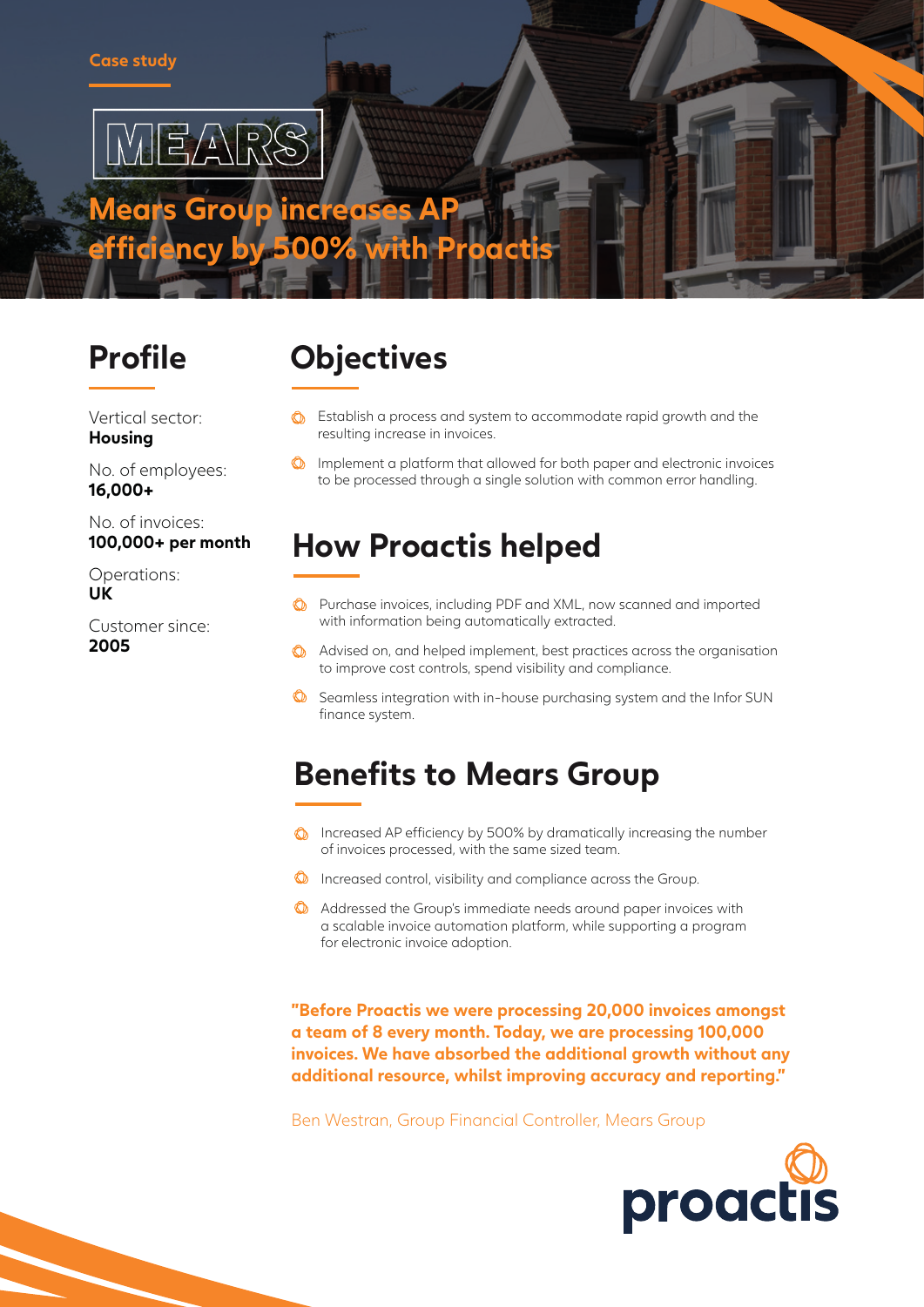Case study

MEARS

# Mears Group increases AP efficiency by 500% with Proactis

## Profile

Vertical sector:
**Housing**

No. of employees:
**16,000+**

No. of invoices:
**100,000+ per month**

Operations:
**UK**

Customer since:
**2005**

## Objectives

- Establish a process and system to accommodate rapid growth and the resulting increase in invoices.
- Implement a platform that allowed for both paper and electronic invoices to be processed through a single solution with common error handling.

## How Proactis helped

- Purchase invoices, including PDF and XML, now scanned and imported with information being automatically extracted.
- Advised on, and helped implement, best practices across the organisation to improve cost controls, spend visibility and compliance.
- Seamless integration with in-house purchasing system and the Infor SUN finance system.

## Benefits to Mears Group

- Increased AP efficiency by 500% by dramatically increasing the number of invoices processed, with the same sized team.
- Increased control, visibility and compliance across the Group.
- Addressed the Group's immediate needs around paper invoices with a scalable invoice automation platform, while supporting a program for electronic invoice adoption.

**"Before Proactis we were processing 20,000 invoices amongst a team of 8 every month. Today, we are processing 100,000 invoices. We have absorbed the additional growth without any additional resource, whilst improving accuracy and reporting."**

Ben Westran, Group Financial Controller, Mears Group

proactis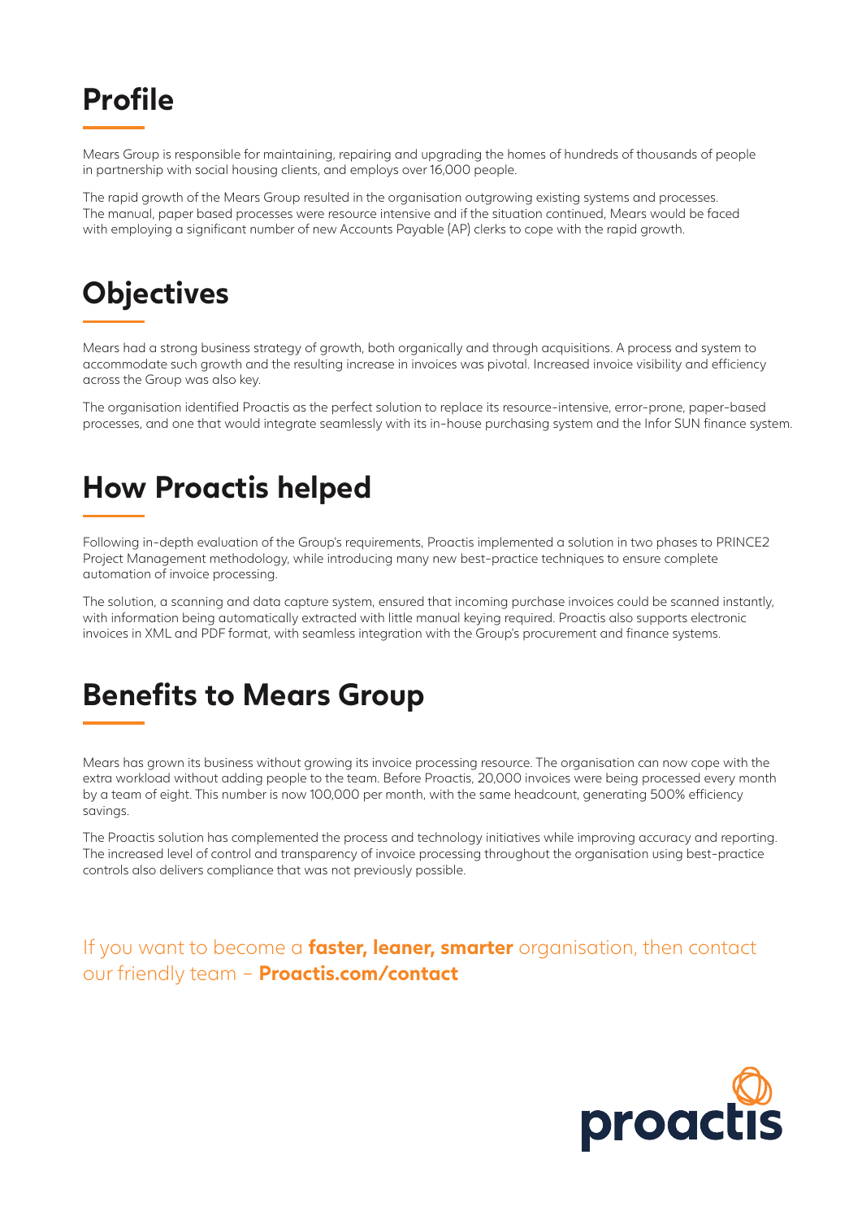## Profile

Mears Group is responsible for maintaining, repairing and upgrading the homes of hundreds of thousands of people in partnership with social housing clients, and employs over 16,000 people.

The rapid growth of the Mears Group resulted in the organisation outgrowing existing systems and processes. The manual, paper based processes were resource intensive and if the situation continued, Mears would be faced with employing a significant number of new Accounts Payable (AP) clerks to cope with the rapid growth.

## Objectives

Mears had a strong business strategy of growth, both organically and through acquisitions. A process and system to accommodate such growth and the resulting increase in invoices was pivotal. Increased invoice visibility and efficiency across the Group was also key.

The organisation identified Proactis as the perfect solution to replace its resource-intensive, error-prone, paper-based processes, and one that would integrate seamlessly with its in-house purchasing system and the Infor SUN finance system.

## How Proactis helped

Following in-depth evaluation of the Group's requirements, Proactis implemented a solution in two phases to PRINCE2 Project Management methodology, while introducing many new best-practice techniques to ensure complete automation of invoice processing.

The solution, a scanning and data capture system, ensured that incoming purchase invoices could be scanned instantly, with information being automatically extracted with little manual keying required. Proactis also supports electronic invoices in XML and PDF format, with seamless integration with the Group's procurement and finance systems.

## Benefits to Mears Group

Mears has grown its business without growing its invoice processing resource. The organisation can now cope with the extra workload without adding people to the team. Before Proactis, 20,000 invoices were being processed every month by a team of eight. This number is now 100,000 per month, with the same headcount, generating 500% efficiency savings.

The Proactis solution has complemented the process and technology initiatives while improving accuracy and reporting. The increased level of control and transparency of invoice processing throughout the organisation using best-practice controls also delivers compliance that was not previously possible.

If you want to become a **faster, leaner, smarter** organisation, then contact our friendly team – **Proactis.com/contact**

proactis